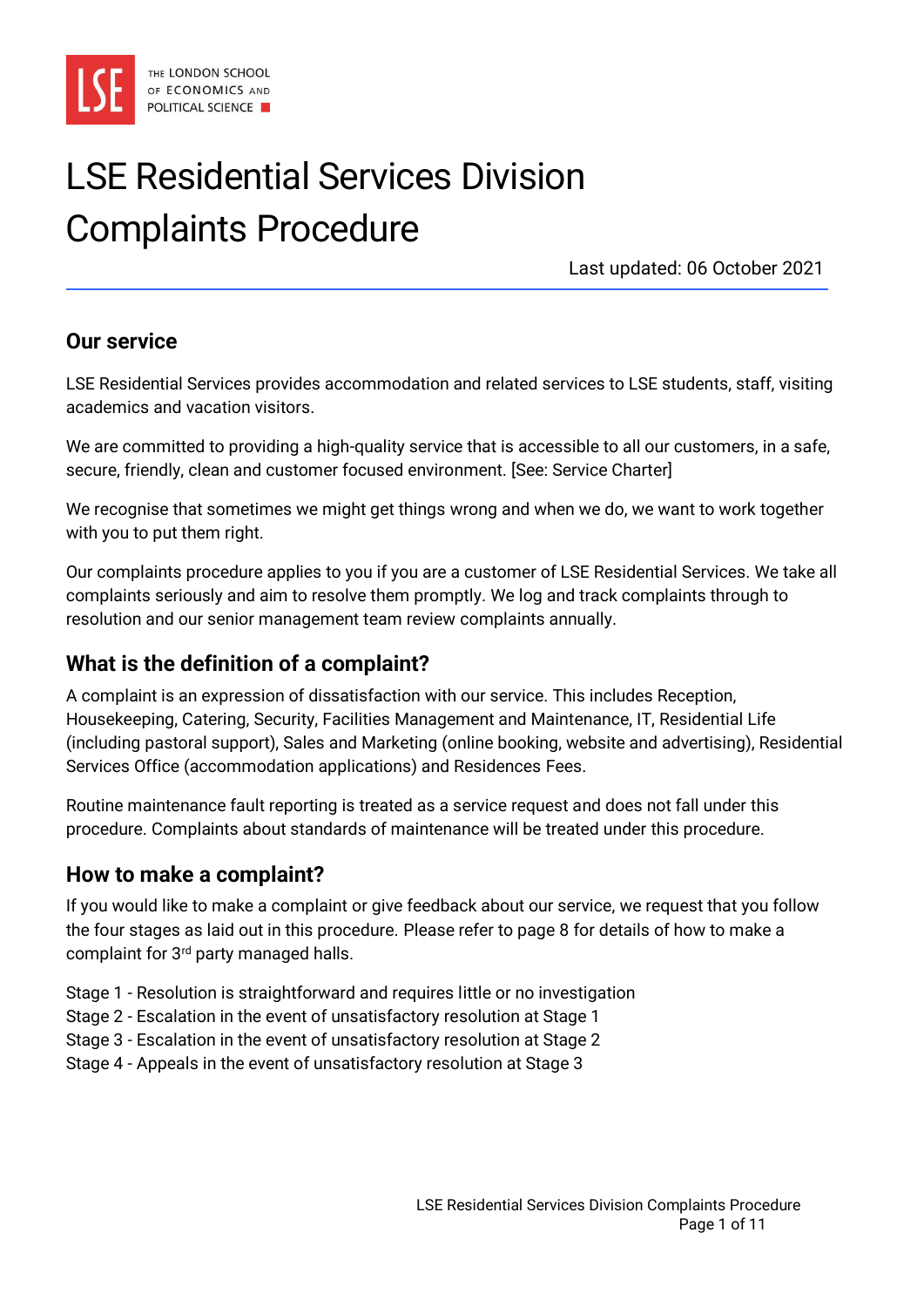# LSE Residential Services Division Complaints Procedure

Last updated: 06 October 2021

## Our service

LSE Residential Services provides accommodation and related services to LSE students, staff, visiting academics and vacation visitors.

We are committed to providing a high-quality service that is accessible to all our customers, in a safe, secure, friendly, clean and customer focused environment. [See: Service Charter]

We recognise that sometimes we might get things wrong and when we do, we want to work together with you to put them right.

Our complaints procedure applies to you if you are a customer of LSE Residential Services. We take all complaints seriously and aim to resolve them promptly. We log and track complaints through to resolution and our senior management team review complaints annually.

## What is the definition of a complaint?

A complaint is an expression of dissatisfaction with our service. This includes Reception, Housekeeping, Catering, Security, Facilities Management and Maintenance, IT, Residential Life (including pastoral support), Sales and Marketing (online booking, website and advertising), Residential Services Office (accommodation applications) and Residences Fees.

Routine maintenance fault reporting is treated as a service request and does not fall under this procedure. Complaints about standards of maintenance will be treated under this procedure.

## How to make a complaint?

If you would like to make a complaint or give feedback about our service, we request that you follow the four stages as laid out in this procedure. Please refer to page 8 for details of how to make a complaint for 3rd party managed halls.

Stage 1 - Resolution is straightforward and requires little or no investigation
Stage 2 - Escalation in the event of unsatisfactory resolution at Stage 1
Stage 3 - Escalation in the event of unsatisfactory resolution at Stage 2
Stage 4 - Appeals in the event of unsatisfactory resolution at Stage 3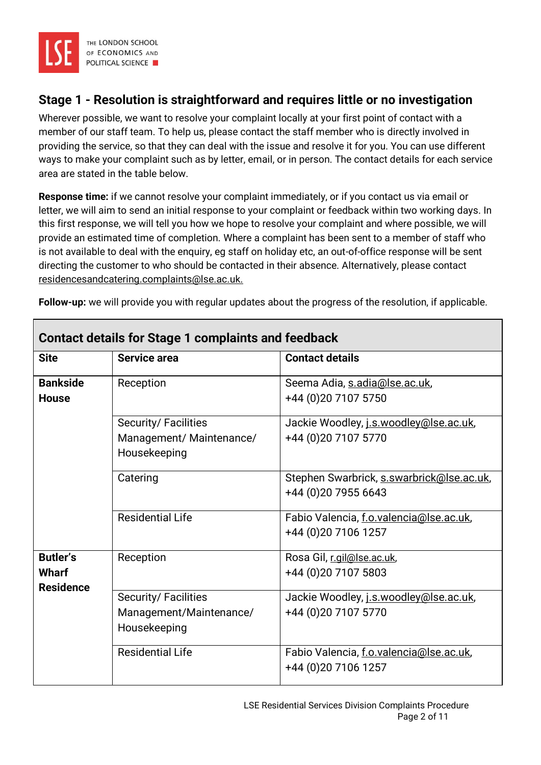## Stage 1 - Resolution is straightforward and requires little or no investigation

Wherever possible, we want to resolve your complaint locally at your first point of contact with a member of our staff team. To help us, please contact the staff member who is directly involved in providing the service, so that they can deal with the issue and resolve it for you. You can use different ways to make your complaint such as by letter, email, or in person. The contact details for each service area are stated in the table below.

**Response time:** if we cannot resolve your complaint immediately, or if you contact us via email or letter, we will aim to send an initial response to your complaint or feedback within two working days. In this first response, we will tell you how we hope to resolve your complaint and where possible, we will provide an estimated time of completion. Where a complaint has been sent to a member of staff who is not available to deal with the enquiry, eg staff on holiday etc, an out-of-office response will be sent directing the customer to who should be contacted in their absence. Alternatively, please contact residencesandcatering.complaints@lse.ac.uk.

**Follow-up:** we will provide you with regular updates about the progress of the resolution, if applicable.

**Contact details for Stage 1 complaints and feedback**

| Site | Service area | Contact details |
|---|---|---|
| **Bankside House** | Reception | Seema Adia, s.adia@lse.ac.uk, +44 (0)20 7107 5750 |
| | Security/ Facilities Management/ Maintenance/ Housekeeping | Jackie Woodley, j.s.woodley@lse.ac.uk, +44 (0)20 7107 5770 |
| | Catering | Stephen Swarbrick, s.swarbrick@lse.ac.uk, +44 (0)20 7955 6643 |
| | Residential Life | Fabio Valencia, f.o.valencia@lse.ac.uk, +44 (0)20 7106 1257 |
| **Butler's Wharf Residence** | Reception | Rosa Gil, r.gil@lse.ac.uk, +44 (0)20 7107 5803 |
| | Security/ Facilities Management/Maintenance/ Housekeeping | Jackie Woodley, j.s.woodley@lse.ac.uk, +44 (0)20 7107 5770 |
| | Residential Life | Fabio Valencia, f.o.valencia@lse.ac.uk, +44 (0)20 7106 1257 |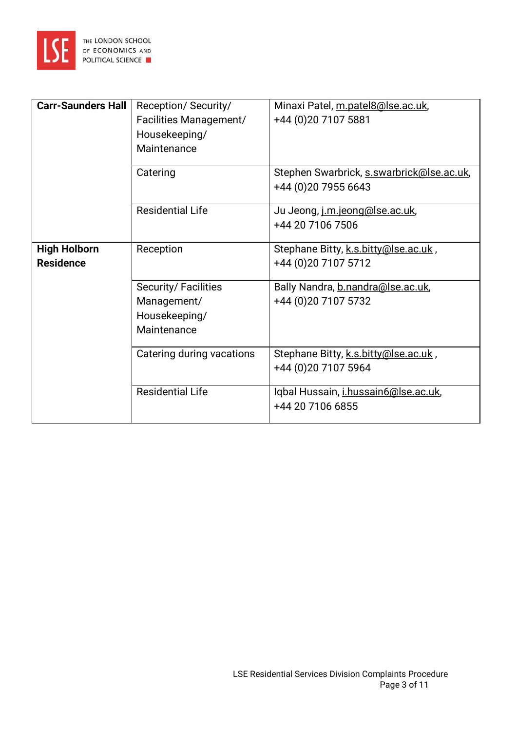| | | |
|---|---|---|
| **Carr-Saunders Hall** | Reception/ Security/ Facilities Management/ Housekeeping/ Maintenance | Minaxi Patel, m.patel8@lse.ac.uk, +44 (0)20 7107 5881 |
| | Catering | Stephen Swarbrick, s.swarbrick@lse.ac.uk, +44 (0)20 7955 6643 |
| | Residential Life | Ju Jeong, j.m.jeong@lse.ac.uk, +44 20 7106 7506 |
| **High Holborn Residence** | Reception | Stephane Bitty, k.s.bitty@lse.ac.uk , +44 (0)20 7107 5712 |
| | Security/ Facilities Management/ Housekeeping/ Maintenance | Bally Nandra, b.nandra@lse.ac.uk, +44 (0)20 7107 5732 |
| | Catering during vacations | Stephane Bitty, k.s.bitty@lse.ac.uk , +44 (0)20 7107 5964 |
| | Residential Life | Iqbal Hussain, i.hussain6@lse.ac.uk, +44 20 7106 6855 |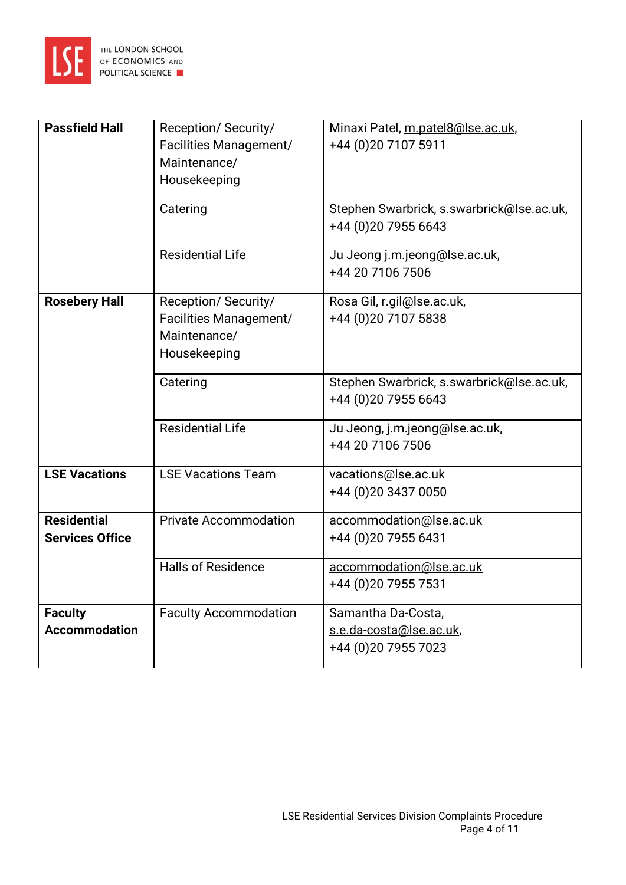| | | |
|---|---|---|
| **Passfield Hall** | Reception/ Security/ Facilities Management/ Maintenance/ Housekeeping | Minaxi Patel, m.patel8@lse.ac.uk, +44 (0)20 7107 5911 |
| | Catering | Stephen Swarbrick, s.swarbrick@lse.ac.uk, +44 (0)20 7955 6643 |
| | Residential Life | Ju Jeong j.m.jeong@lse.ac.uk, +44 20 7106 7506 |
| **Rosebery Hall** | Reception/ Security/ Facilities Management/ Maintenance/ Housekeeping | Rosa Gil, r.gil@lse.ac.uk, +44 (0)20 7107 5838 |
| | Catering | Stephen Swarbrick, s.swarbrick@lse.ac.uk, +44 (0)20 7955 6643 |
| | Residential Life | Ju Jeong, j.m.jeong@lse.ac.uk, +44 20 7106 7506 |
| **LSE Vacations** | LSE Vacations Team | vacations@lse.ac.uk +44 (0)20 3437 0050 |
| **Residential Services Office** | Private Accommodation | accommodation@lse.ac.uk +44 (0)20 7955 6431 |
| | Halls of Residence | accommodation@lse.ac.uk +44 (0)20 7955 7531 |
| **Faculty Accommodation** | Faculty Accommodation | Samantha Da-Costa, s.e.da-costa@lse.ac.uk, +44 (0)20 7955 7023 |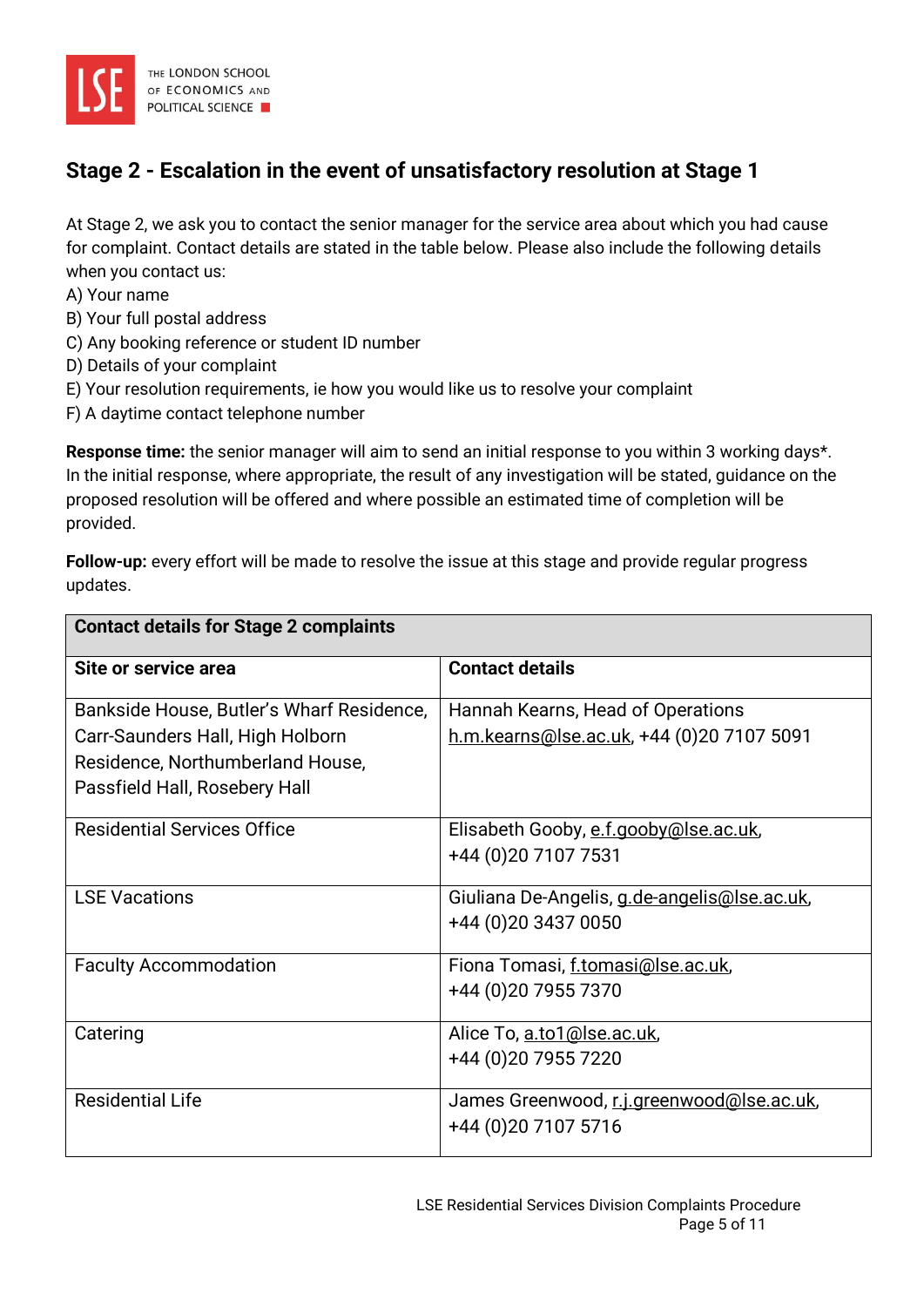## Stage 2 - Escalation in the event of unsatisfactory resolution at Stage 1

At Stage 2, we ask you to contact the senior manager for the service area about which you had cause for complaint. Contact details are stated in the table below. Please also include the following details when you contact us:

A) Your name
B) Your full postal address
C) Any booking reference or student ID number
D) Details of your complaint
E) Your resolution requirements, ie how you would like us to resolve your complaint
F) A daytime contact telephone number

**Response time:** the senior manager will aim to send an initial response to you within 3 working days*. In the initial response, where appropriate, the result of any investigation will be stated, guidance on the proposed resolution will be offered and where possible an estimated time of completion will be provided.

**Follow-up:** every effort will be made to resolve the issue at this stage and provide regular progress updates.

| **Contact details for Stage 2 complaints** | |
|---|---|
| **Site or service area** | **Contact details** |
| Bankside House, Butler's Wharf Residence, Carr-Saunders Hall, High Holborn Residence, Northumberland House, Passfield Hall, Rosebery Hall | Hannah Kearns, Head of Operations h.m.kearns@lse.ac.uk, +44 (0)20 7107 5091 |
| Residential Services Office | Elisabeth Gooby, e.f.gooby@lse.ac.uk, +44 (0)20 7107 7531 |
| LSE Vacations | Giuliana De-Angelis, g.de-angelis@lse.ac.uk, +44 (0)20 3437 0050 |
| Faculty Accommodation | Fiona Tomasi, f.tomasi@lse.ac.uk, +44 (0)20 7955 7370 |
| Catering | Alice To, a.to1@lse.ac.uk, +44 (0)20 7955 7220 |
| Residential Life | James Greenwood, r.j.greenwood@lse.ac.uk, +44 (0)20 7107 5716 |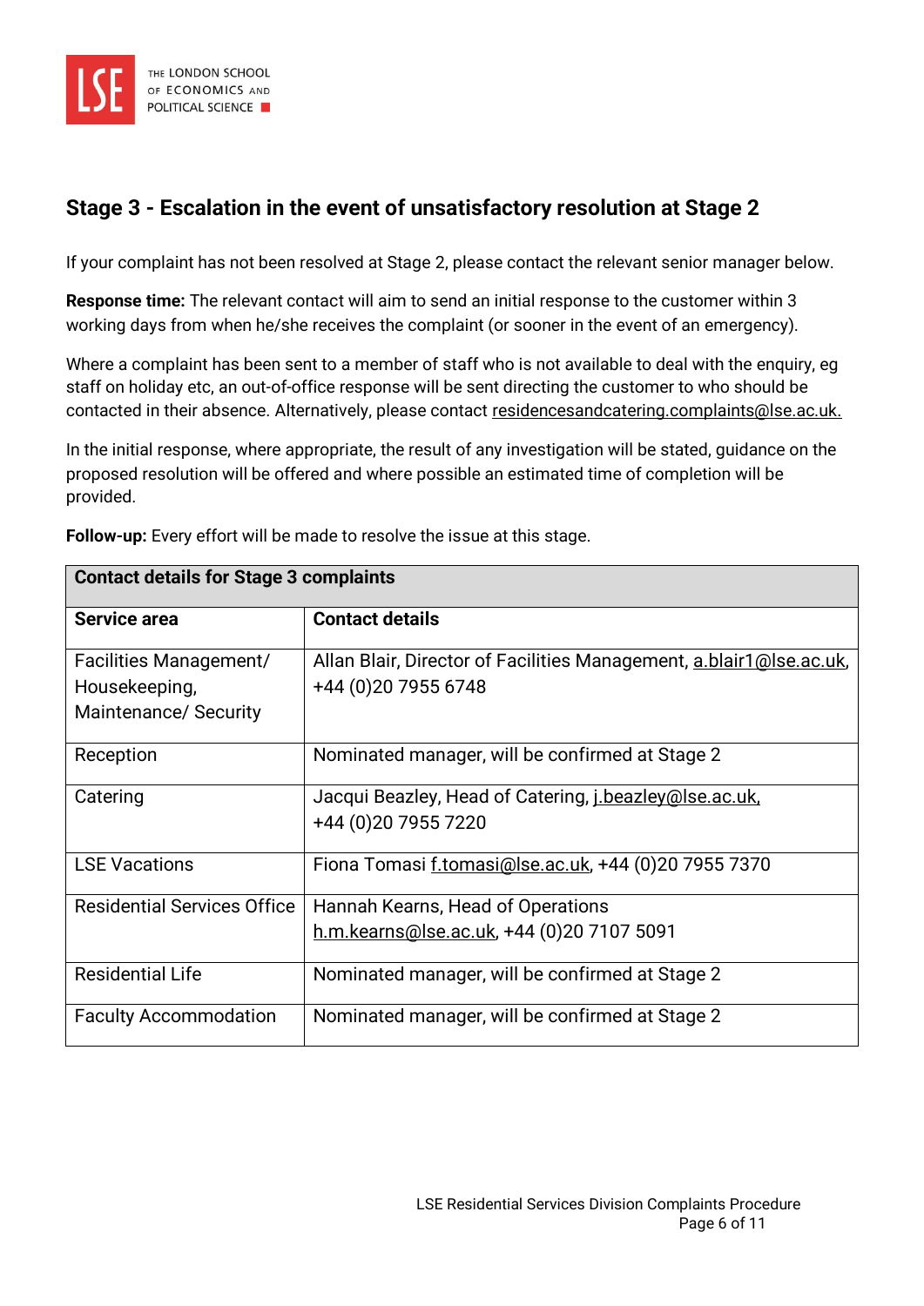## Stage 3 - Escalation in the event of unsatisfactory resolution at Stage 2

If your complaint has not been resolved at Stage 2, please contact the relevant senior manager below.

**Response time:** The relevant contact will aim to send an initial response to the customer within 3 working days from when he/she receives the complaint (or sooner in the event of an emergency).

Where a complaint has been sent to a member of staff who is not available to deal with the enquiry, eg staff on holiday etc, an out-of-office response will be sent directing the customer to who should be contacted in their absence. Alternatively, please contact residencesandcatering.complaints@lse.ac.uk.

In the initial response, where appropriate, the result of any investigation will be stated, guidance on the proposed resolution will be offered and where possible an estimated time of completion will be provided.

**Follow-up:** Every effort will be made to resolve the issue at this stage.

| **Contact details for Stage 3 complaints** | |
|---|---|
| **Service area** | **Contact details** |
| Facilities Management/ Housekeeping, Maintenance/ Security | Allan Blair, Director of Facilities Management, a.blair1@lse.ac.uk, +44 (0)20 7955 6748 |
| Reception | Nominated manager, will be confirmed at Stage 2 |
| Catering | Jacqui Beazley, Head of Catering, j.beazley@lse.ac.uk, +44 (0)20 7955 7220 |
| LSE Vacations | Fiona Tomasi f.tomasi@lse.ac.uk, +44 (0)20 7955 7370 |
| Residential Services Office | Hannah Kearns, Head of Operations h.m.kearns@lse.ac.uk, +44 (0)20 7107 5091 |
| Residential Life | Nominated manager, will be confirmed at Stage 2 |
| Faculty Accommodation | Nominated manager, will be confirmed at Stage 2 |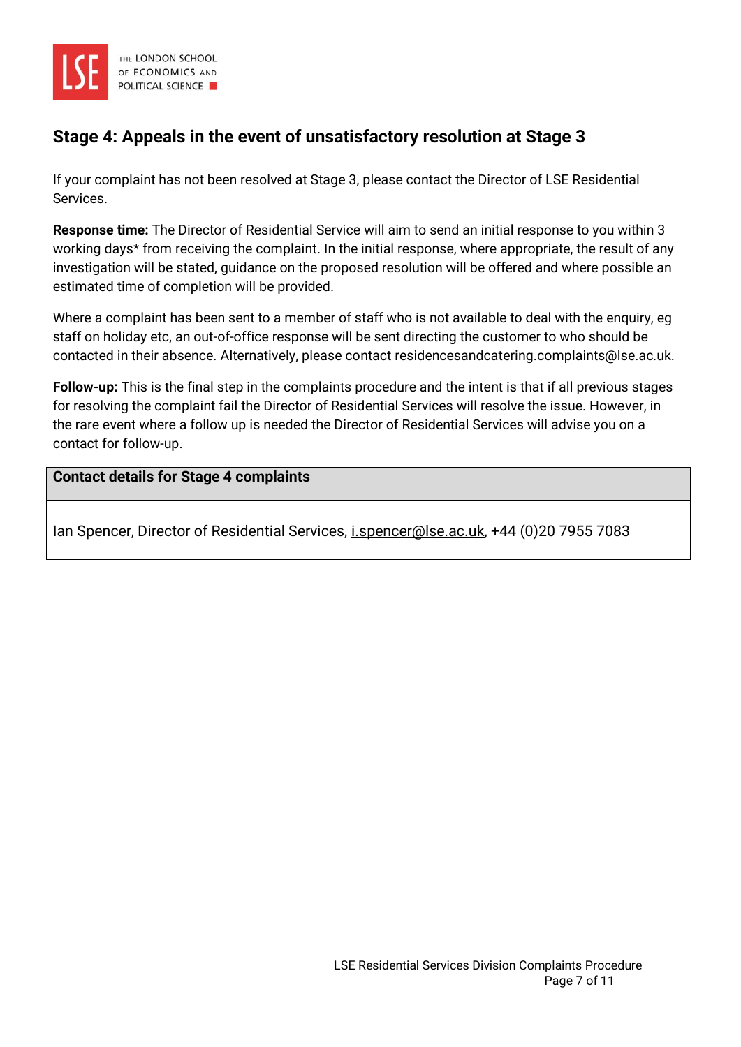## Stage 4: Appeals in the event of unsatisfactory resolution at Stage 3

If your complaint has not been resolved at Stage 3, please contact the Director of LSE Residential Services.

**Response time:** The Director of Residential Service will aim to send an initial response to you within 3 working days* from receiving the complaint. In the initial response, where appropriate, the result of any investigation will be stated, guidance on the proposed resolution will be offered and where possible an estimated time of completion will be provided.

Where a complaint has been sent to a member of staff who is not available to deal with the enquiry, eg staff on holiday etc, an out-of-office response will be sent directing the customer to who should be contacted in their absence. Alternatively, please contact residencesandcatering.complaints@lse.ac.uk.

**Follow-up:** This is the final step in the complaints procedure and the intent is that if all previous stages for resolving the complaint fail the Director of Residential Services will resolve the issue. However, in the rare event where a follow up is needed the Director of Residential Services will advise you on a contact for follow-up.

| **Contact details for Stage 4 complaints** |
| --- |
| Ian Spencer, Director of Residential Services, i.spencer@lse.ac.uk, +44 (0)20 7955 7083 |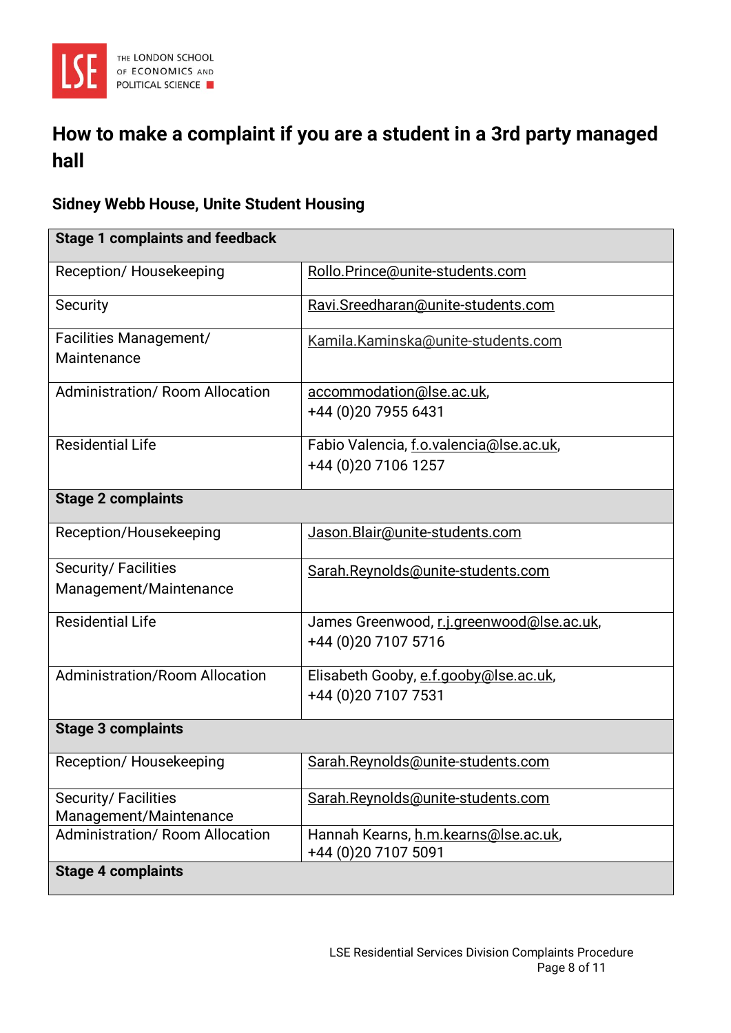# How to make a complaint if you are a student in a 3rd party managed hall

## Sidney Webb House, Unite Student Housing

| | |
|---|---|
| **Stage 1 complaints and feedback** | |
| Reception/ Housekeeping | Rollo.Prince@unite-students.com |
| Security | Ravi.Sreedharan@unite-students.com |
| Facilities Management/ Maintenance | Kamila.Kaminska@unite-students.com |
| Administration/ Room Allocation | accommodation@lse.ac.uk, +44 (0)20 7955 6431 |
| Residential Life | Fabio Valencia, f.o.valencia@lse.ac.uk, +44 (0)20 7106 1257 |
| **Stage 2 complaints** | |
| Reception/Housekeeping | Jason.Blair@unite-students.com |
| Security/ Facilities Management/Maintenance | Sarah.Reynolds@unite-students.com |
| Residential Life | James Greenwood, r.j.greenwood@lse.ac.uk, +44 (0)20 7107 5716 |
| Administration/Room Allocation | Elisabeth Gooby, e.f.gooby@lse.ac.uk, +44 (0)20 7107 7531 |
| **Stage 3 complaints** | |
| Reception/ Housekeeping | Sarah.Reynolds@unite-students.com |
| Security/ Facilities Management/Maintenance | Sarah.Reynolds@unite-students.com |
| Administration/ Room Allocation | Hannah Kearns, h.m.kearns@lse.ac.uk, +44 (0)20 7107 5091 |
| **Stage 4 complaints** | |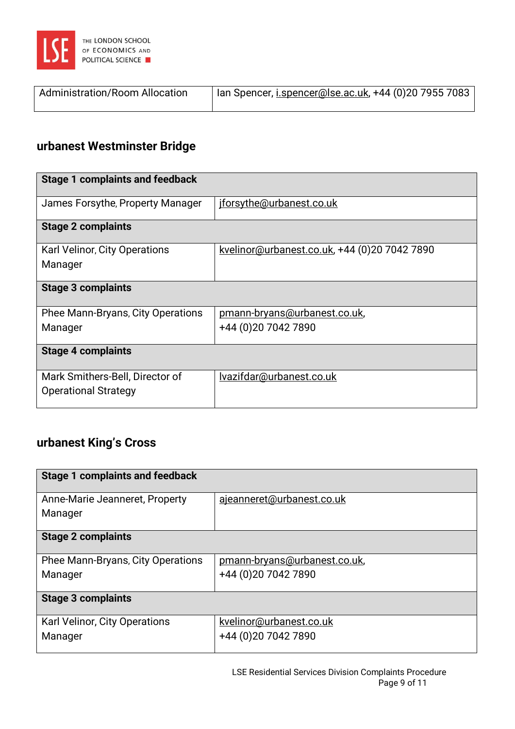| | |
|---|---|
| Administration/Room Allocation | Ian Spencer, i.spencer@lse.ac.uk, +44 (0)20 7955 7083 |

## urbanest Westminster Bridge

| **Stage 1 complaints and feedback** | |
|---|---|
| James Forsythe, Property Manager | jforsythe@urbanest.co.uk |
| **Stage 2 complaints** | |
| Karl Velinor, City Operations Manager | kvelinor@urbanest.co.uk, +44 (0)20 7042 7890 |
| **Stage 3 complaints** | |
| Phee Mann-Bryans, City Operations Manager | pmann-bryans@urbanest.co.uk, +44 (0)20 7042 7890 |
| **Stage 4 complaints** | |
| Mark Smithers-Bell, Director of Operational Strategy | lvazifdar@urbanest.co.uk |

## urbanest King's Cross

| **Stage 1 complaints and feedback** | |
|---|---|
| Anne-Marie Jeanneret, Property Manager | ajeanneret@urbanest.co.uk |
| **Stage 2 complaints** | |
| Phee Mann-Bryans, City Operations Manager | pmann-bryans@urbanest.co.uk, +44 (0)20 7042 7890 |
| **Stage 3 complaints** | |
| Karl Velinor, City Operations Manager | kvelinor@urbanest.co.uk +44 (0)20 7042 7890 |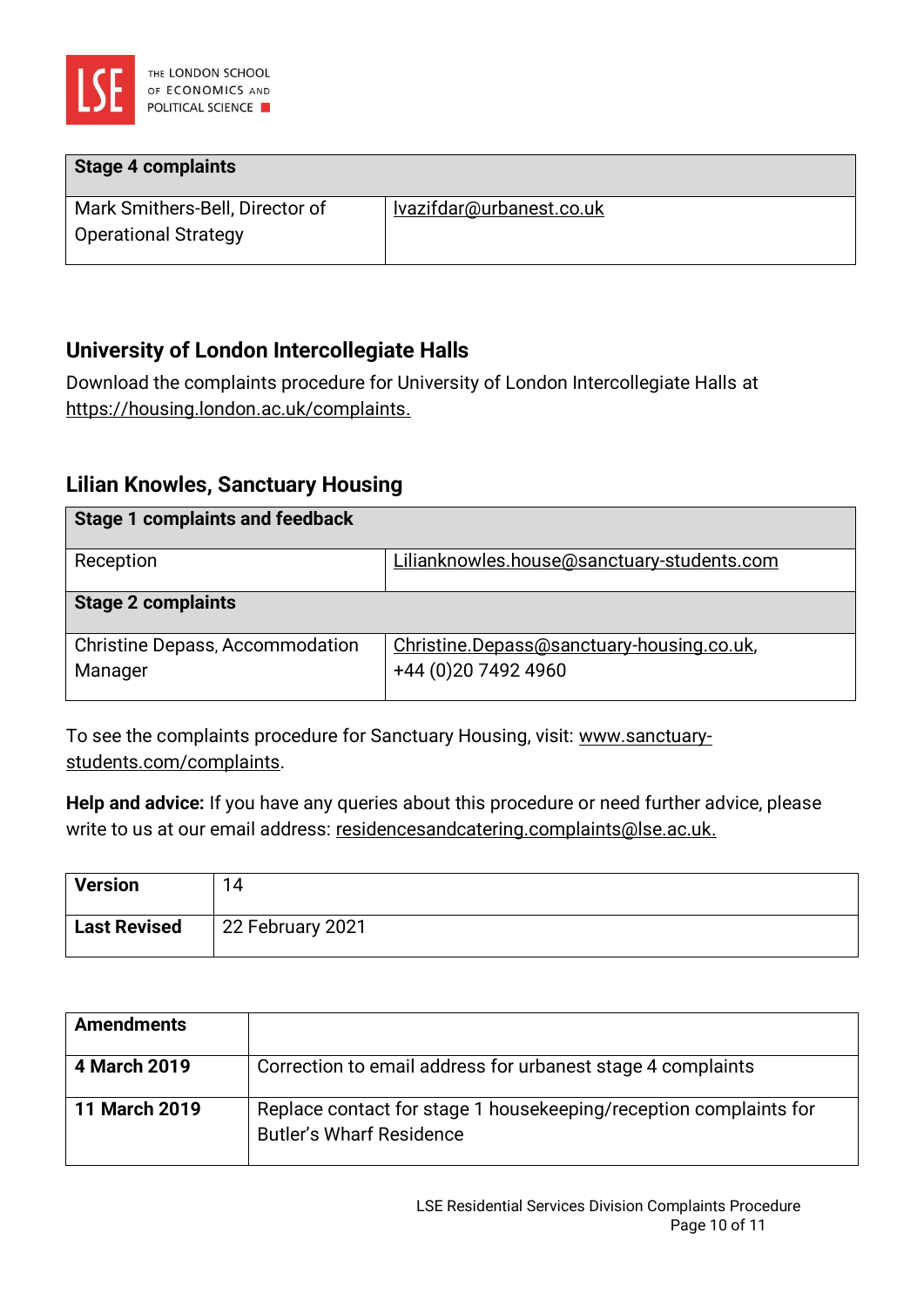| Stage 4 complaints | |
| --- | --- |
| Mark Smithers-Bell, Director of Operational Strategy | lvazifdar@urbanest.co.uk |

## University of London Intercollegiate Halls

Download the complaints procedure for University of London Intercollegiate Halls at https://housing.london.ac.uk/complaints.

## Lilian Knowles, Sanctuary Housing

| Stage 1 complaints and feedback | |
| --- | --- |
| Reception | Lilianknowles.house@sanctuary-students.com |
| **Stage 2 complaints** | |
| Christine Depass, Accommodation Manager | Christine.Depass@sanctuary-housing.co.uk, +44 (0)20 7492 4960 |

To see the complaints procedure for Sanctuary Housing, visit: www.sanctuary-students.com/complaints.

**Help and advice:** If you have any queries about this procedure or need further advice, please write to us at our email address: residencesandcatering.complaints@lse.ac.uk.

| | |
| --- | --- |
| **Version** | 14 |
| **Last Revised** | 22 February 2021 |

| Amendments | |
| --- | --- |
| **4 March 2019** | Correction to email address for urbanest stage 4 complaints |
| **11 March 2019** | Replace contact for stage 1 housekeeping/reception complaints for Butler's Wharf Residence |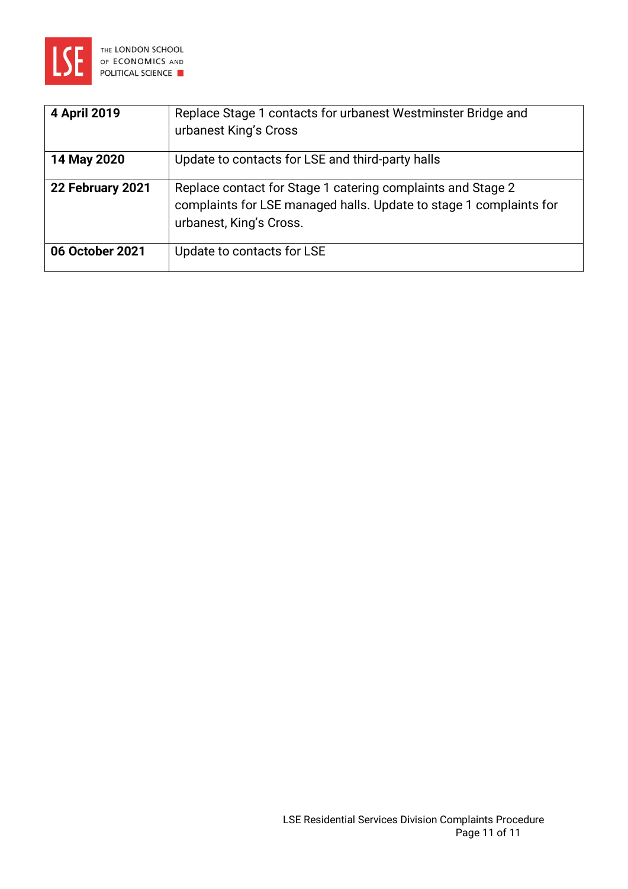| | |
|---|---|
| **4 April 2019** | Replace Stage 1 contacts for urbanest Westminster Bridge and urbanest King's Cross |
| **14 May 2020** | Update to contacts for LSE and third-party halls |
| **22 February 2021** | Replace contact for Stage 1 catering complaints and Stage 2 complaints for LSE managed halls. Update to stage 1 complaints for urbanest, King's Cross. |
| **06 October 2021** | Update to contacts for LSE |